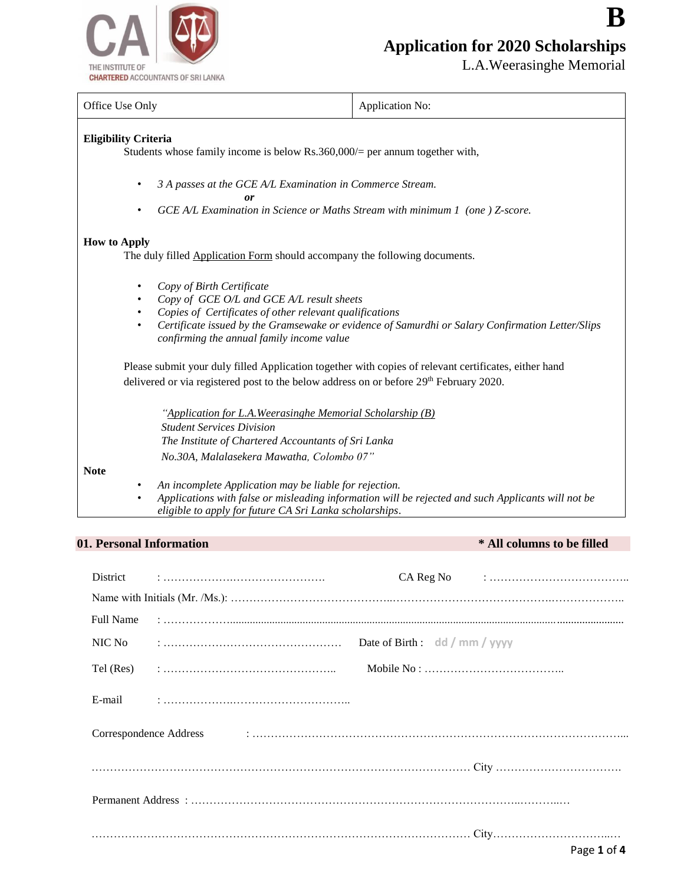THE INSTITUTE OF CHARTERED ACCOUNTANTS OF SRI LANKA

**B**

# Application for 2020 Scholarships

L.A.Weerasinghe Memorial

| Office Use Only | Application No: |
|---|---|

**Eligibility Criteria**

Students whose family income is below Rs.360,000/= per annum together with,

- *3 A passes at the GCE A/L Examination in Commerce Stream.*

  ***or***

- *GCE A/L Examination in Science or Maths Stream with minimum 1 (one ) Z-score.*

**How to Apply**

The duly filled Application Form should accompany the following documents.

- *Copy of Birth Certificate*
- *Copy of GCE O/L and GCE A/L result sheets*
- *Copies of Certificates of other relevant qualifications*
- *Certificate issued by the Gramsewake or evidence of Samurdhi or Salary Confirmation Letter/Slips confirming the annual family income value*

Please submit your duly filled Application together with copies of relevant certificates, either hand delivered or via registered post to the below address on or before 29th February 2020.

*"Application for L.A.Weerasinghe Memorial Scholarship (B)*
*Student Services Division*
*The Institute of Chartered Accountants of Sri Lanka*
*No.30A, Malalasekera Mawatha, Colombo 07"*

**Note**

- *An incomplete Application may be liable for rejection.*
- *Applications with false or misleading information will be rejected and such Applicants will not be eligible to apply for future CA Sri Lanka scholarships.*

## 01. Personal Information

**\* All columns to be filled**

District : …………………………………………… CA Reg No : ………………………………..

Name with Initials (Mr. /Ms.): ……………………………………………………………………………………………………..

Full Name : ……………………………………………………………………………………………………………………

NIC No : ………………………………………… Date of Birth : dd / mm / yyyy

Tel (Res) : ……………………………………….. Mobile No : ………………………………..

E-mail : ……………………………………………..

Correspondence Address : …………………………………………………………………………………………...

………………………………………………………………………………………… City …………………………….

Permanent Address : ………………………………………………………………………………………………….

………………………………………………………………………………………… City…………………………….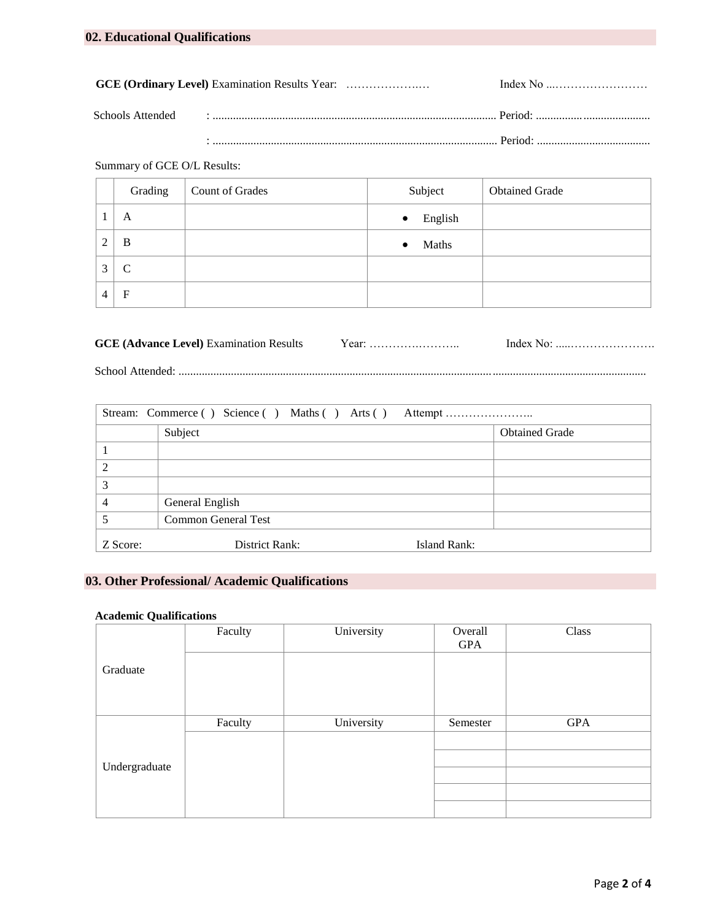## 02. Educational Qualifications

**GCE (Ordinary Level)** Examination Results Year: ………………..… Index No ...……………………

Schools Attended : ........................................................................................ Period: ........................................

: ........................................................................................ Period: .......................................

Summary of GCE O/L Results:

| | Grading | Count of Grades | Subject | Obtained Grade |
|---|---|---|---|---|
| 1 | A | | • English | |
| 2 | B | | • Maths | |
| 3 | C | | | |
| 4 | F | | | |

**GCE (Advance Level)** Examination Results Year: …………………….. Index No: .....………………….

School Attended: ..........................................................................................................................................................

| Stream: Commerce ( ) Science ( ) Maths ( ) Arts ( ) Attempt ………………….. | | |
|---|---|---|
| | Subject | Obtained Grade |
| 1 | | |
| 2 | | |
| 3 | | |
| 4 | General English | |
| 5 | Common General Test | |
| Z Score: District Rank: Island Rank: | | |

## 03. Other Professional/ Academic Qualifications

**Academic Qualifications**

| | Faculty | University | Overall GPA | Class |
|---|---|---|---|---|
| Graduate | | | | |
| | **Faculty** | **University** | **Semester** | **GPA** |
| Undergraduate | | | | |
| | | | | |
| | | | | |
| | | | | |
| | | | | |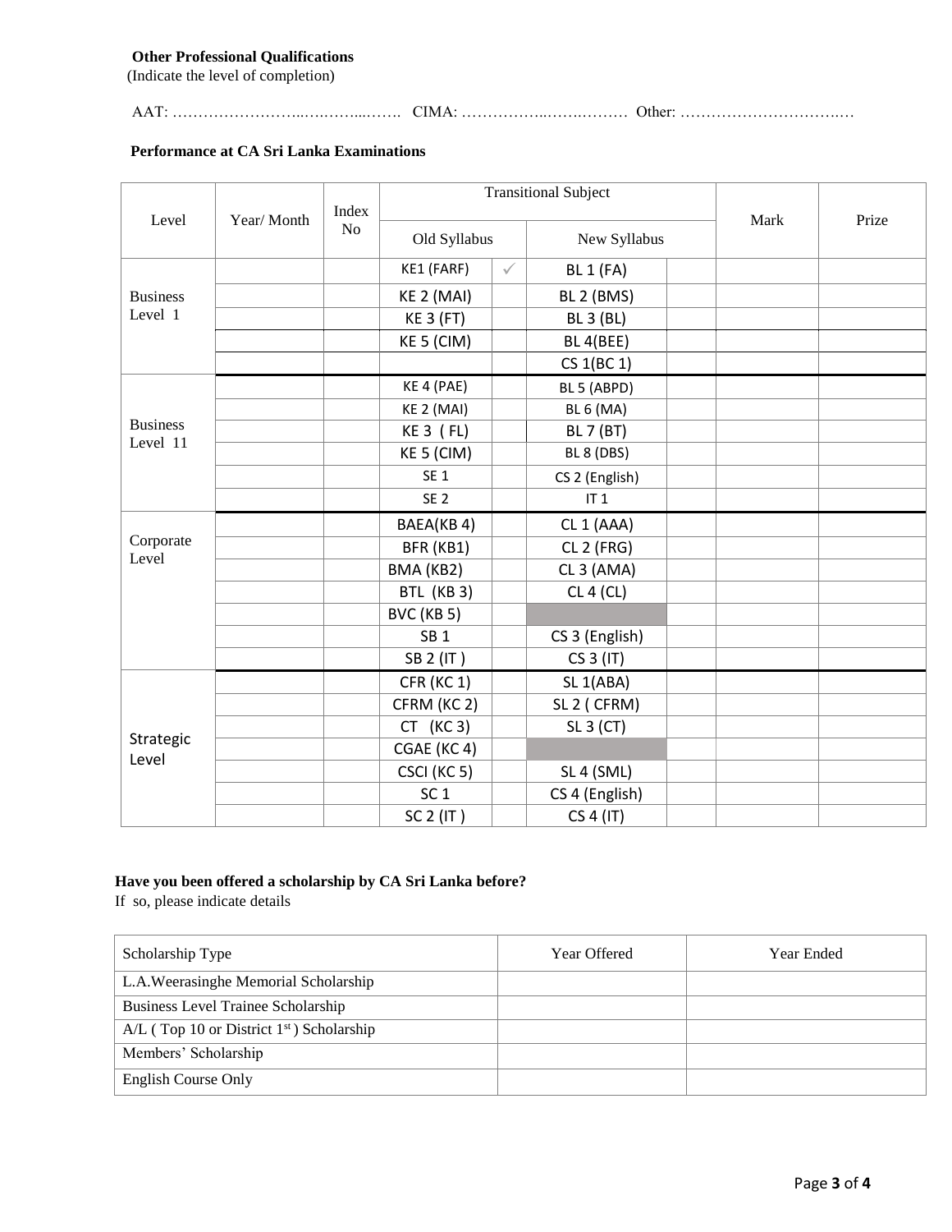**Other Professional Qualifications**

(Indicate the level of completion)

AAT: ……………………..….……...……. CIMA: ……………..……………… Other: …………………………….…

**Performance at CA Sri Lanka Examinations**

| Level | Year/ Month | Index No | Transitional Subject | | | | Mark | Prize |
|---|---|---|---|---|---|---|---|---|
| | | | Old Syllabus | | New Syllabus | | | |
| Business Level 1 | | | KE1 (FARF) | ✓ | BL 1 (FA) | | | |
| | | | KE 2 (MAI) | | BL 2 (BMS) | | | |
| | | | KE 3 (FT) | | BL 3 (BL) | | | |
| | | | KE 5 (CIM) | | BL 4(BEE) | | | |
| | | | | | CS 1(BC 1) | | | |
| Business Level 11 | | | KE 4 (PAE) | | BL 5 (ABPD) | | | |
| | | | KE 2 (MAI) | | BL 6 (MA) | | | |
| | | | KE 3 ( FL) | | BL 7 (BT) | | | |
| | | | KE 5 (CIM) | | BL 8 (DBS) | | | |
| | | | SE 1 | | CS 2 (English) | | | |
| | | | SE 2 | | IT 1 | | | |
| Corporate Level | | | BAEA(KB 4) | | CL 1 (AAA) | | | |
| | | | BFR (KB1) | | CL 2 (FRG) | | | |
| | | | BMA (KB2) | | CL 3 (AMA) | | | |
| | | | BTL (KB 3) | | CL 4 (CL) | | | |
| | | | BVC (KB 5) | | | | | |
| | | | SB 1 | | CS 3 (English) | | | |
| | | | SB 2 (IT ) | | CS 3 (IT) | | | |
| Strategic Level | | | CFR (KC 1) | | SL 1(ABA) | | | |
| | | | CFRM (KC 2) | | SL 2 ( CFRM) | | | |
| | | | CT (KC 3) | | SL 3 (CT) | | | |
| | | | CGAE (KC 4) | | | | | |
| | | | CSCI (KC 5) | | SL 4 (SML) | | | |
| | | | SC 1 | | CS 4 (English) | | | |
| | | | SC 2 (IT ) | | CS 4 (IT) | | | |

**Have you been offered a scholarship by CA Sri Lanka before?**

If so, please indicate details

| Scholarship Type | Year Offered | Year Ended |
|---|---|---|
| L.A.Weerasinghe Memorial Scholarship | | |
| Business Level Trainee Scholarship | | |
| A/L ( Top 10 or District 1st ) Scholarship | | |
| Members' Scholarship | | |
| English Course Only | | |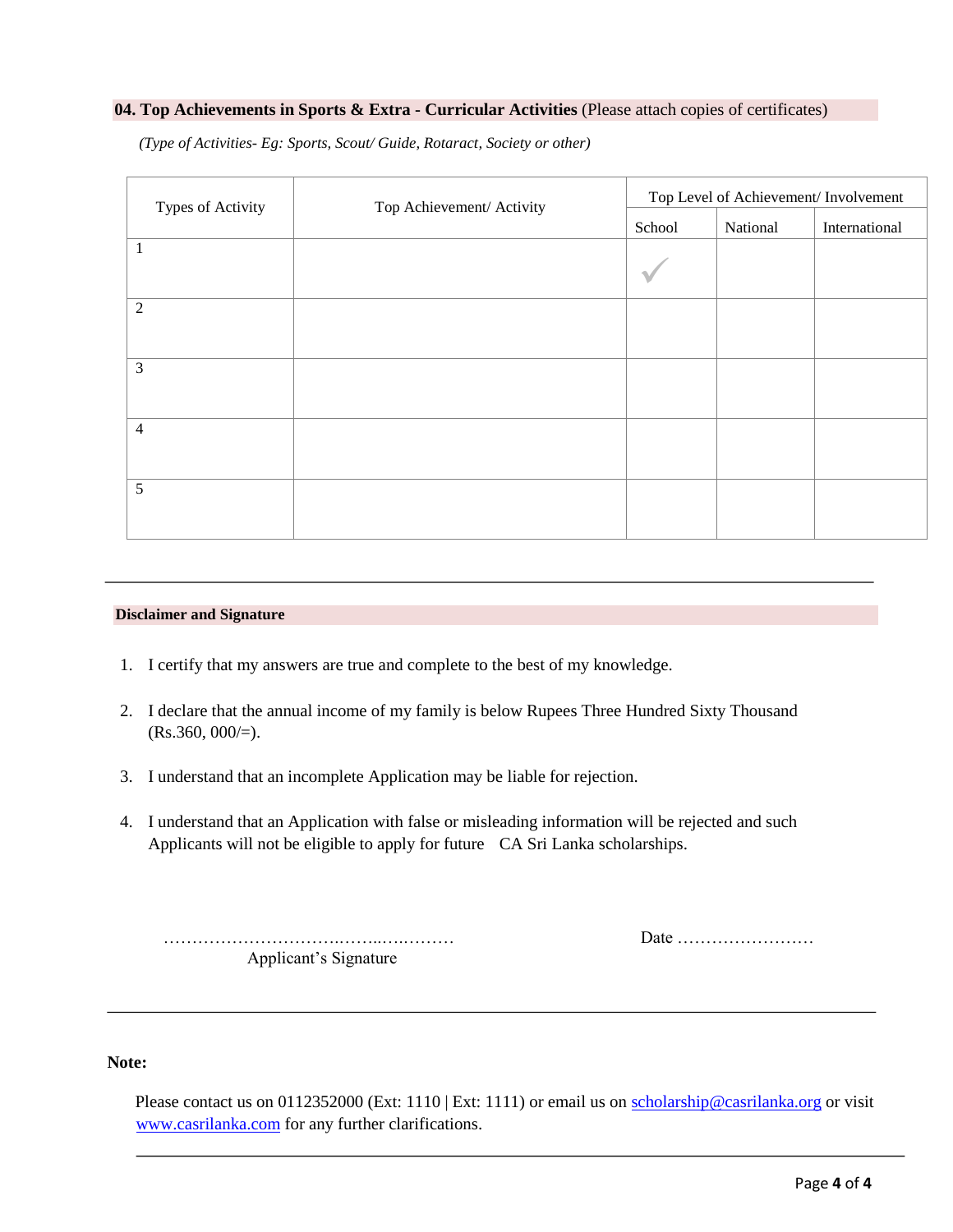## 04. Top Achievements in Sports & Extra - Curricular Activities (Please attach copies of certificates)

*(Type of Activities- Eg: Sports, Scout/ Guide, Rotaract, Society or other)*

| Types of Activity | Top Achievement/ Activity | Top Level of Achievement/ Involvement | | |
|---|---|---|---|---|
| | | School | National | International |
| 1 | | ✓ | | |
| 2 | | | | |
| 3 | | | | |
| 4 | | | | |
| 5 | | | | |

---

### Disclaimer and Signature

1. I certify that my answers are true and complete to the best of my knowledge.
2. I declare that the annual income of my family is below Rupees Three Hundred Sixty Thousand (Rs.360, 000/=).
3. I understand that an incomplete Application may be liable for rejection.
4. I understand that an Application with false or misleading information will be rejected and such Applicants will not be eligible to apply for future CA Sri Lanka scholarships.

…………………………….……..…..………
Applicant's Signature

Date ……………………

---

**Note:**

Please contact us on 0112352000 (Ext: 1110 | Ext: 1111) or email us on [scholarship@casrilanka.org](mailto:scholarship@casrilanka.org) or visit [www.casrilanka.com](http://www.casrilanka.com) for any further clarifications.